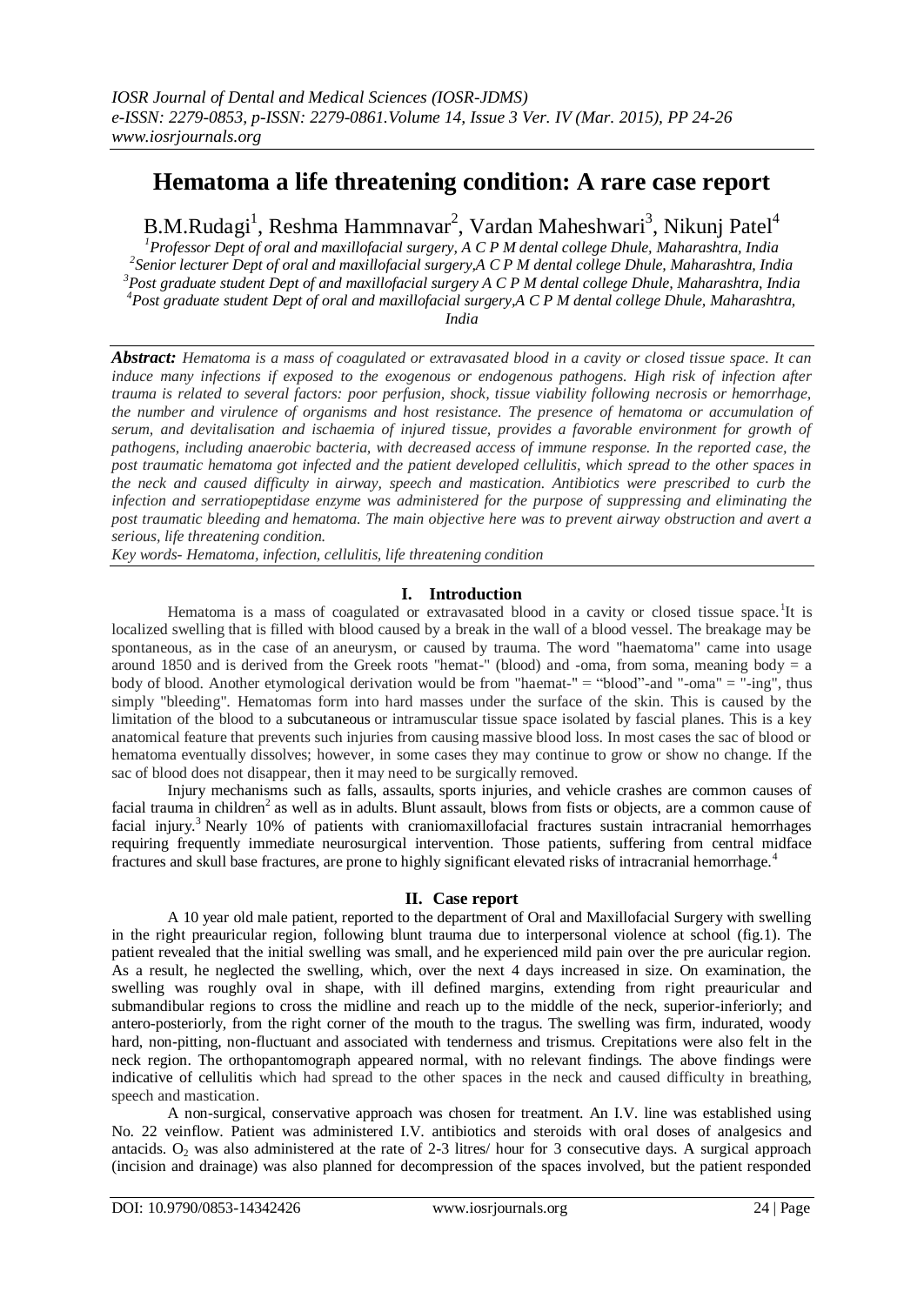# Hematoma a life threatening condition: A rare case report

B.M.Rudagi[1], Reshma Hammnavar[2], Vardan Maheshwari[3], Nikunj Patel[4]

[1]Professor Dept of oral and maxillofacial surgery, A C P M dental college Dhule, Maharashtra, India
[2]Senior lecturer Dept of oral and maxillofacial surgery,A C P M dental college Dhule, Maharashtra, India
[3]Post graduate student Dept of and maxillofacial surgery A C P M dental college Dhule, Maharashtra, India
[4]Post graduate student Dept of oral and maxillofacial surgery,A C P M dental college Dhule, Maharashtra, India

***Abstract:*** *Hematoma is a mass of coagulated or extravasated blood in a cavity or closed tissue space. It can induce many infections if exposed to the exogenous or endogenous pathogens. High risk of infection after trauma is related to several factors: poor perfusion, shock, tissue viability following necrosis or hemorrhage, the number and virulence of organisms and host resistance. The presence of hematoma or accumulation of serum, and devitalisation and ischaemia of injured tissue, provides a favorable environment for growth of pathogens, including anaerobic bacteria, with decreased access of immune response. In the reported case, the post traumatic hematoma got infected and the patient developed cellulitis, which spread to the other spaces in the neck and caused difficulty in airway, speech and mastication. Antibiotics were prescribed to curb the infection and serratiopeptidase enzyme was administered for the purpose of suppressing and eliminating the post traumatic bleeding and hematoma. The main objective here was to prevent airway obstruction and avert a serious, life threatening condition.*

*Key words- Hematoma, infection, cellulitis, life threatening condition*

## I. Introduction

Hematoma is a mass of coagulated or extravasated blood in a cavity or closed tissue space.[1] It is localized swelling that is filled with blood caused by a break in the wall of a blood vessel. The breakage may be spontaneous, as in the case of an aneurysm, or caused by trauma. The word "haematoma" came into usage around 1850 and is derived from the Greek roots "hemat-" (blood) and -oma, from soma, meaning body = a body of blood. Another etymological derivation would be from "haemat-" = "blood"-and "-oma" = "-ing", thus simply "bleeding". Hematomas form into hard masses under the surface of the skin. This is caused by the limitation of the blood to a subcutaneous or intramuscular tissue space isolated by fascial planes. This is a key anatomical feature that prevents such injuries from causing massive blood loss. In most cases the sac of blood or hematoma eventually dissolves; however, in some cases they may continue to grow or show no change. If the sac of blood does not disappear, then it may need to be surgically removed.

Injury mechanisms such as falls, assaults, sports injuries, and vehicle crashes are common causes of facial trauma in children[2] as well as in adults. Blunt assault, blows from fists or objects, are a common cause of facial injury.[3] Nearly 10% of patients with craniomaxillofacial fractures sustain intracranial hemorrhages requiring frequently immediate neurosurgical intervention. Those patients, suffering from central midface fractures and skull base fractures, are prone to highly significant elevated risks of intracranial hemorrhage.[4]

## II. Case report

A 10 year old male patient, reported to the department of Oral and Maxillofacial Surgery with swelling in the right preauricular region, following blunt trauma due to interpersonal violence at school (fig.1). The patient revealed that the initial swelling was small, and he experienced mild pain over the pre auricular region. As a result, he neglected the swelling, which, over the next 4 days increased in size. On examination, the swelling was roughly oval in shape, with ill defined margins, extending from right preauricular and submandibular regions to cross the midline and reach up to the middle of the neck, superior-inferiorly; and antero-posteriorly, from the right corner of the mouth to the tragus. The swelling was firm, indurated, woody hard, non-pitting, non-fluctuant and associated with tenderness and trismus. Crepitations were also felt in the neck region. The orthopantomograph appeared normal, with no relevant findings. The above findings were indicative of cellulitis which had spread to the other spaces in the neck and caused difficulty in breathing, speech and mastication.

A non-surgical, conservative approach was chosen for treatment. An I.V. line was established using No. 22 veinflow. Patient was administered I.V. antibiotics and steroids with oral doses of analgesics and antacids. $O_2$ was also administered at the rate of 2-3 litres/ hour for 3 consecutive days. A surgical approach (incision and drainage) was also planned for decompression of the spaces involved, but the patient responded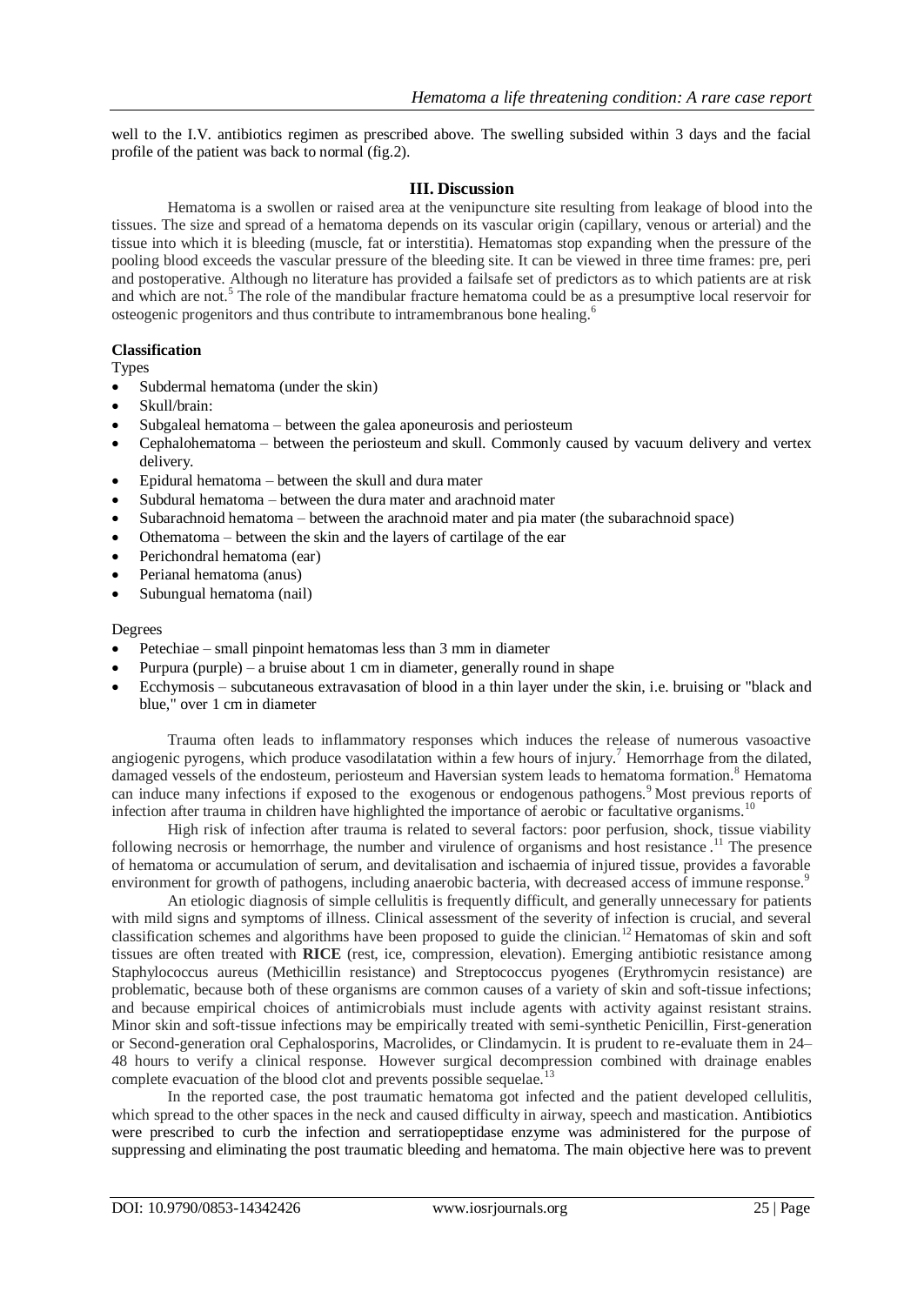well to the I.V. antibiotics regimen as prescribed above. The swelling subsided within 3 days and the facial profile of the patient was back to normal (fig.2).

## III. Discussion

Hematoma is a swollen or raised area at the venipuncture site resulting from leakage of blood into the tissues. The size and spread of a hematoma depends on its vascular origin (capillary, venous or arterial) and the tissue into which it is bleeding (muscle, fat or interstitia). Hematomas stop expanding when the pressure of the pooling blood exceeds the vascular pressure of the bleeding site. It can be viewed in three time frames: pre, peri and postoperative. Although no literature has provided a failsafe set of predictors as to which patients are at risk and which are not.[5] The role of the mandibular fracture hematoma could be as a presumptive local reservoir for osteogenic progenitors and thus contribute to intramembranous bone healing.[6]

### Classification

Types

- Subdermal hematoma (under the skin)
- Skull/brain:
- Subgaleal hematoma – between the galea aponeurosis and periosteum
- Cephalohematoma – between the periosteum and skull. Commonly caused by vacuum delivery and vertex delivery.
- Epidural hematoma – between the skull and dura mater
- Subdural hematoma – between the dura mater and arachnoid mater
- Subarachnoid hematoma – between the arachnoid mater and pia mater (the subarachnoid space)
- Othematoma – between the skin and the layers of cartilage of the ear
- Perichondral hematoma (ear)
- Perianal hematoma (anus)
- Subungual hematoma (nail)

Degrees

- Petechiae – small pinpoint hematomas less than 3 mm in diameter
- Purpura (purple) – a bruise about 1 cm in diameter, generally round in shape
- Ecchymosis – subcutaneous extravasation of blood in a thin layer under the skin, i.e. bruising or "black and blue," over 1 cm in diameter

Trauma often leads to inflammatory responses which induces the release of numerous vasoactive angiogenic pyrogens, which produce vasodilatation within a few hours of injury.[7] Hemorrhage from the dilated, damaged vessels of the endosteum, periosteum and Haversian system leads to hematoma formation.[8] Hematoma can induce many infections if exposed to the exogenous or endogenous pathogens.[9] Most previous reports of infection after trauma in children have highlighted the importance of aerobic or facultative organisms.[10]

High risk of infection after trauma is related to several factors: poor perfusion, shock, tissue viability following necrosis or hemorrhage, the number and virulence of organisms and host resistance .[11] The presence of hematoma or accumulation of serum, and devitalisation and ischaemia of injured tissue, provides a favorable environment for growth of pathogens, including anaerobic bacteria, with decreased access of immune response.[9]

An etiologic diagnosis of simple cellulitis is frequently difficult, and generally unnecessary for patients with mild signs and symptoms of illness. Clinical assessment of the severity of infection is crucial, and several classification schemes and algorithms have been proposed to guide the clinician.[12] Hematomas of skin and soft tissues are often treated with **RICE** (rest, ice, compression, elevation). Emerging antibiotic resistance among Staphylococcus aureus (Methicillin resistance) and Streptococcus pyogenes (Erythromycin resistance) are problematic, because both of these organisms are common causes of a variety of skin and soft-tissue infections; and because empirical choices of antimicrobials must include agents with activity against resistant strains. Minor skin and soft-tissue infections may be empirically treated with semi-synthetic Penicillin, First-generation or Second-generation oral Cephalosporins, Macrolides, or Clindamycin. It is prudent to re-evaluate them in 24–48 hours to verify a clinical response. However surgical decompression combined with drainage enables complete evacuation of the blood clot and prevents possible sequelae.[13]

In the reported case, the post traumatic hematoma got infected and the patient developed cellulitis, which spread to the other spaces in the neck and caused difficulty in airway, speech and mastication. Antibiotics were prescribed to curb the infection and serratiopeptidase enzyme was administered for the purpose of suppressing and eliminating the post traumatic bleeding and hematoma. The main objective here was to prevent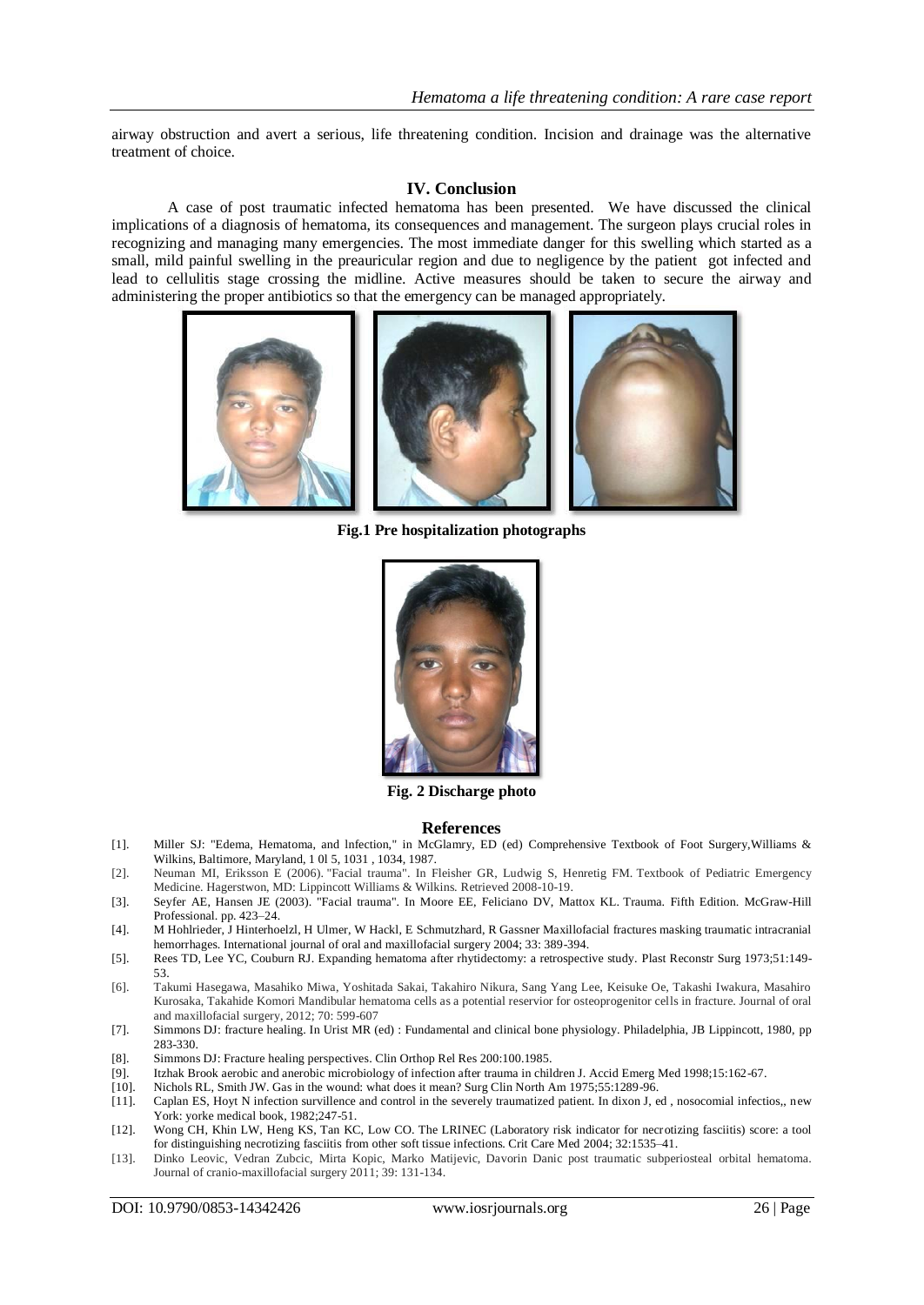airway obstruction and avert a serious, life threatening condition. Incision and drainage was the alternative treatment of choice.

## IV. Conclusion

A case of post traumatic infected hematoma has been presented. We have discussed the clinical implications of a diagnosis of hematoma, its consequences and management. The surgeon plays crucial roles in recognizing and managing many emergencies. The most immediate danger for this swelling which started as a small, mild painful swelling in the preauricular region and due to negligence by the patient got infected and lead to cellulitis stage crossing the midline. Active measures should be taken to secure the airway and administering the proper antibiotics so that the emergency can be managed appropriately.

**Fig.1 Pre hospitalization photographs**

**Fig. 2 Discharge photo**

## References

[1]. Miller SJ: "Edema, Hematoma, and Infection," in McGlamry, ED (ed) Comprehensive Textbook of Foot Surgery,Williams & Wilkins, Baltimore, Maryland, 1 0l 5, 1031 , 1034, 1987.

[2]. Neuman MI, Eriksson E (2006). "Facial trauma". In Fleisher GR, Ludwig S, Henretig FM. Textbook of Pediatric Emergency Medicine. Hagerstwon, MD: Lippincott Williams & Wilkins. Retrieved 2008-10-19.

[3]. Seyfer AE, Hansen JE (2003). "Facial trauma". In Moore EE, Feliciano DV, Mattox KL. Trauma. Fifth Edition. McGraw-Hill Professional. pp. 423–24.

[4]. M Hohlrieder, J Hinterhoelzl, H Ulmer, W Hackl, E Schmutzhard, R Gassner Maxillofacial fractures masking traumatic intracranial hemorrhages. International journal of oral and maxillofacial surgery 2004; 33: 389-394.

[5]. Rees TD, Lee YC, Couburn RJ. Expanding hematoma after rhytidectomy: a retrospective study. Plast Reconstr Surg 1973;51:149-53.

[6]. Takumi Hasegawa, Masahiko Miwa, Yoshitada Sakai, Takahiro Nikura, Sang Yang Lee, Keisuke Oe, Takashi Iwakura, Masahiro Kurosaka, Takahide Komori Mandibular hematoma cells as a potential reservior for osteoprogenitor cells in fracture. Journal of oral and maxillofacial surgery, 2012; 70: 599-607

[7]. Simmons DJ: fracture healing. In Urist MR (ed) : Fundamental and clinical bone physiology. Philadelphia, JB Lippincott, 1980, pp 283-330.

[8]. Simmons DJ: Fracture healing perspectives. Clin Orthop Rel Res 200:100.1985.

[9]. Itzhak Brook aerobic and anerobic microbiology of infection after trauma in children J. Accid Emerg Med 1998;15:162-67.

[10]. Nichols RL, Smith JW. Gas in the wound: what does it mean? Surg Clin North Am 1975;55:1289-96.

[11]. Caplan ES, Hoyt N infection survillence and control in the severely traumatized patient. In dixon J, ed , nosocomial infectios,, new York: yorke medical book, 1982;247-51.

[12]. Wong CH, Khin LW, Heng KS, Tan KC, Low CO. The LRINEC (Laboratory risk indicator for necrotizing fasciitis) score: a tool for distinguishing necrotizing fasciitis from other soft tissue infections. Crit Care Med 2004; 32:1535–41.

[13]. Dinko Leovic, Vedran Zubcic, Mirta Kopic, Marko Matijevic, Davorin Danic post traumatic subperiosteal orbital hematoma. Journal of cranio-maxillofacial surgery 2011; 39: 131-134.